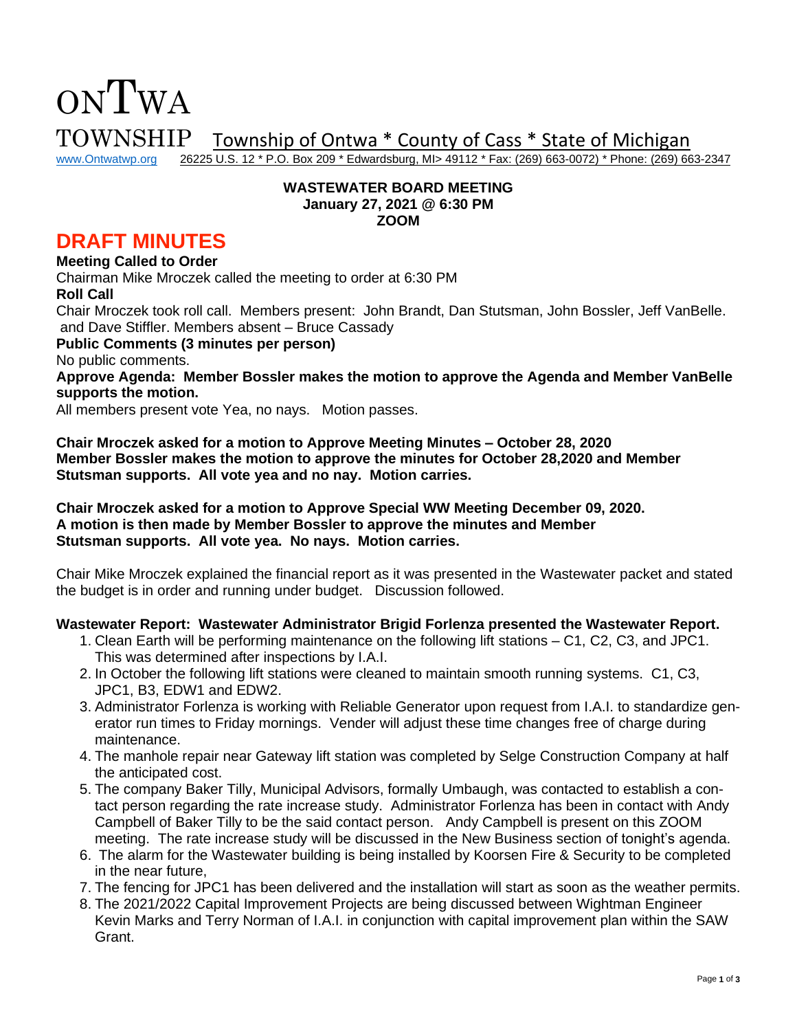# ONTWA TOWNSHIP

Township of Ontwa * County of Cass * State of Michigan

www.Ontwatwp.org 26225 U.S. 12 * P.O. Box 209 * Edwardsburg, MI> 49112 * Fax: (269) 663-0072) * Phone: (269) 663-2347

**WASTEWATER BOARD MEETING**
**January 27, 2021 @ 6:30 PM**
**ZOOM**

## DRAFT MINUTES

**Meeting Called to Order**

Chairman Mike Mroczek called the meeting to order at 6:30 PM

**Roll Call**

Chair Mroczek took roll call. Members present: John Brandt, Dan Stutsman, John Bossler, Jeff VanBelle. and Dave Stiffler. Members absent – Bruce Cassady

**Public Comments (3 minutes per person)**

No public comments.

**Approve Agenda: Member Bossler makes the motion to approve the Agenda and Member VanBelle supports the motion.**

All members present vote Yea, no nays. Motion passes.

**Chair Mroczek asked for a motion to Approve Meeting Minutes – October 28, 2020**
**Member Bossler makes the motion to approve the minutes for October 28,2020 and Member Stutsman supports. All vote yea and no nay. Motion carries.**

**Chair Mroczek asked for a motion to Approve Special WW Meeting December 09, 2020.**
**A motion is then made by Member Bossler to approve the minutes and Member Stutsman supports. All vote yea. No nays. Motion carries.**

Chair Mike Mroczek explained the financial report as it was presented in the Wastewater packet and stated the budget is in order and running under budget. Discussion followed.

**Wastewater Report: Wastewater Administrator Brigid Forlenza presented the Wastewater Report.**

1. Clean Earth will be performing maintenance on the following lift stations – C1, C2, C3, and JPC1. This was determined after inspections by I.A.I.
2. In October the following lift stations were cleaned to maintain smooth running systems. C1, C3, JPC1, B3, EDW1 and EDW2.
3. Administrator Forlenza is working with Reliable Generator upon request from I.A.I. to standardize generator run times to Friday mornings. Vender will adjust these time changes free of charge during maintenance.
4. The manhole repair near Gateway lift station was completed by Selge Construction Company at half the anticipated cost.
5. The company Baker Tilly, Municipal Advisors, formally Umbaugh, was contacted to establish a contact person regarding the rate increase study. Administrator Forlenza has been in contact with Andy Campbell of Baker Tilly to be the said contact person. Andy Campbell is present on this ZOOM meeting. The rate increase study will be discussed in the New Business section of tonight's agenda.
6. The alarm for the Wastewater building is being installed by Koorsen Fire & Security to be completed in the near future,
7. The fencing for JPC1 has been delivered and the installation will start as soon as the weather permits.
8. The 2021/2022 Capital Improvement Projects are being discussed between Wightman Engineer Kevin Marks and Terry Norman of I.A.I. in conjunction with capital improvement plan within the SAW Grant.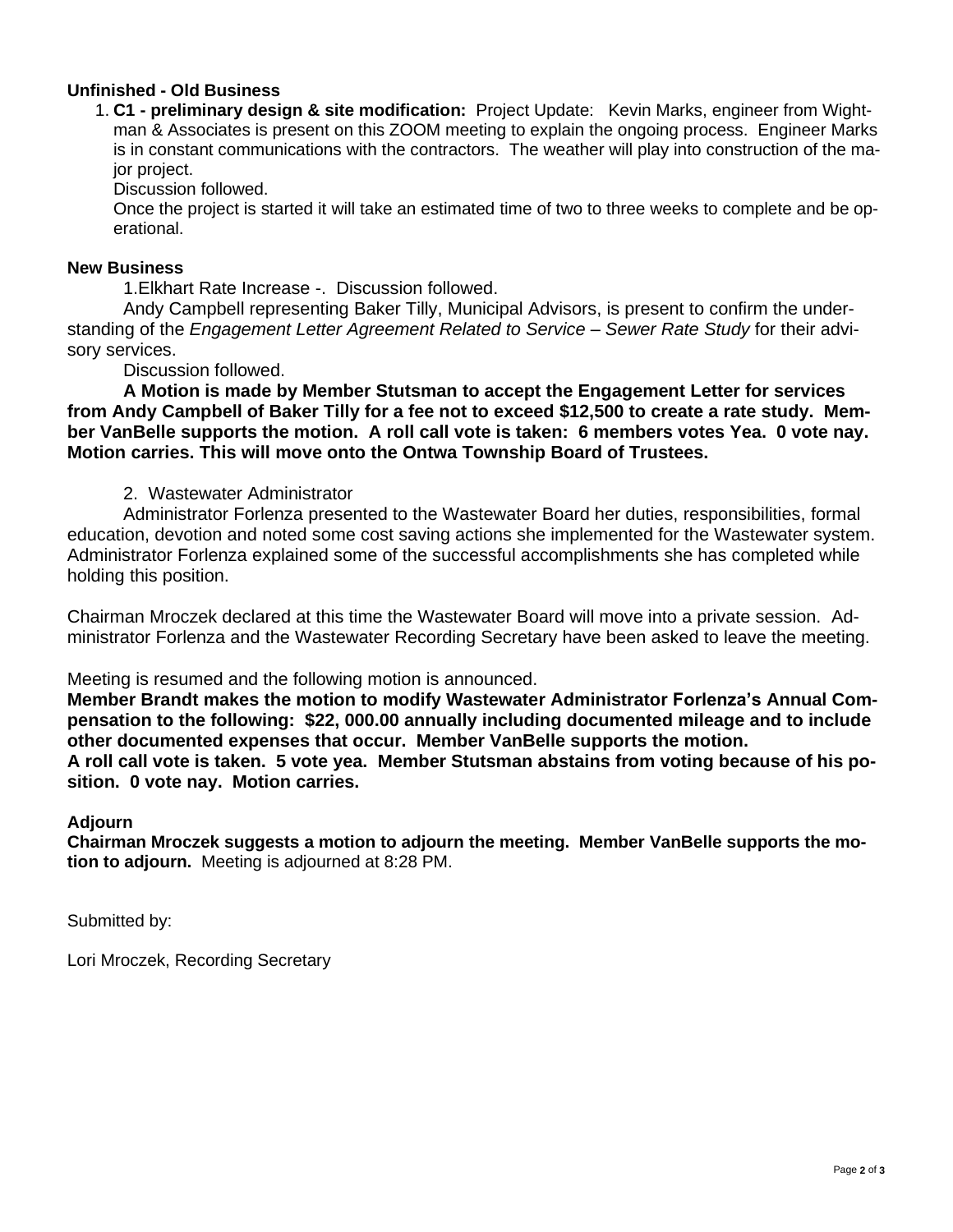**Unfinished - Old Business**

1. **C1 - preliminary design & site modification:** Project Update: Kevin Marks, engineer from Wightman & Associates is present on this ZOOM meeting to explain the ongoing process. Engineer Marks is in constant communications with the contractors. The weather will play into construction of the major project.

   Discussion followed.

   Once the project is started it will take an estimated time of two to three weeks to complete and be operational.

**New Business**

1.Elkhart Rate Increase -. Discussion followed.

Andy Campbell representing Baker Tilly, Municipal Advisors, is present to confirm the understanding of the *Engagement Letter Agreement Related to Service – Sewer Rate Study* for their advisory services.

Discussion followed.

**A Motion is made by Member Stutsman to accept the Engagement Letter for services from Andy Campbell of Baker Tilly for a fee not to exceed $12,500 to create a rate study. Member VanBelle supports the motion. A roll call vote is taken: 6 members votes Yea. 0 vote nay. Motion carries. This will move onto the Ontwa Township Board of Trustees.**

2. Wastewater Administrator

Administrator Forlenza presented to the Wastewater Board her duties, responsibilities, formal education, devotion and noted some cost saving actions she implemented for the Wastewater system. Administrator Forlenza explained some of the successful accomplishments she has completed while holding this position.

Chairman Mroczek declared at this time the Wastewater Board will move into a private session. Administrator Forlenza and the Wastewater Recording Secretary have been asked to leave the meeting.

Meeting is resumed and the following motion is announced.

**Member Brandt makes the motion to modify Wastewater Administrator Forlenza's Annual Compensation to the following: $22, 000.00 annually including documented mileage and to include other documented expenses that occur. Member VanBelle supports the motion.**

**A roll call vote is taken. 5 vote yea. Member Stutsman abstains from voting because of his position. 0 vote nay. Motion carries.**

**Adjourn**

**Chairman Mroczek suggests a motion to adjourn the meeting. Member VanBelle supports the motion to adjourn.** Meeting is adjourned at 8:28 PM.

Submitted by:

Lori Mroczek, Recording Secretary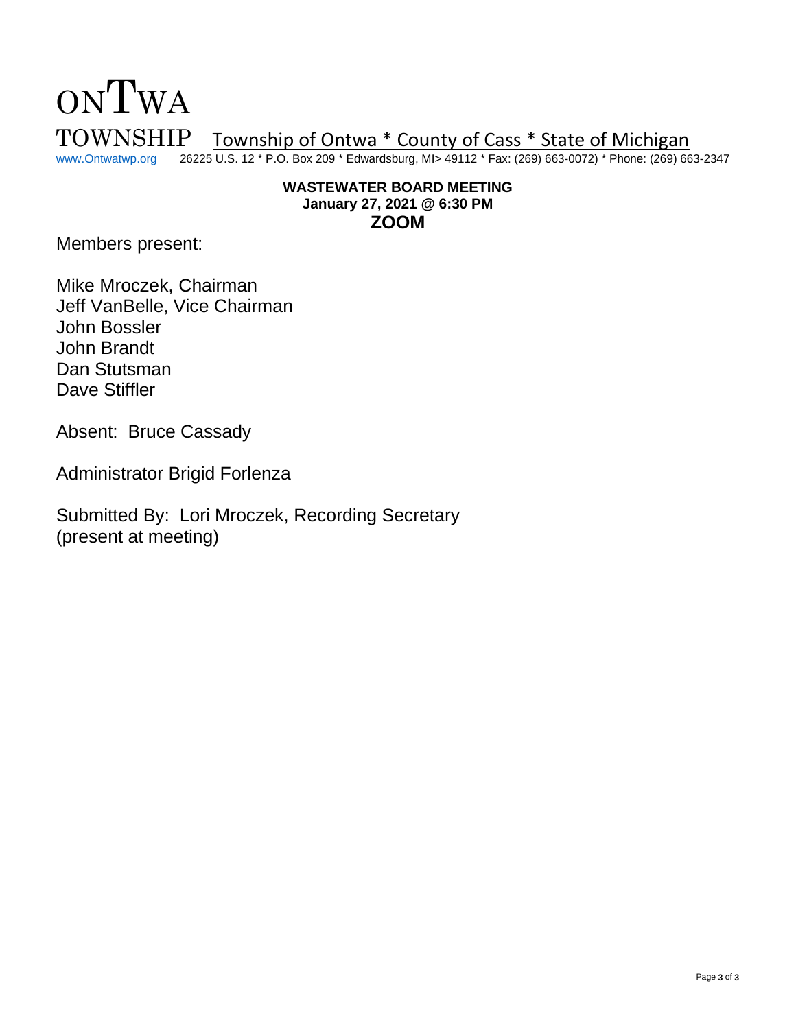# ONTWA TOWNSHIP

Township of Ontwa * County of Cass * State of Michigan

www.Ontwatwp.org 26225 U.S. 12 * P.O. Box 209 * Edwardsburg, MI> 49112 * Fax: (269) 663-0072) * Phone: (269) 663-2347

**WASTEWATER BOARD MEETING**
**January 27, 2021 @ 6:30 PM**
**ZOOM**

Members present:

Mike Mroczek, Chairman
Jeff VanBelle, Vice Chairman
John Bossler
John Brandt
Dan Stutsman
Dave Stiffler

Absent: Bruce Cassady

Administrator Brigid Forlenza

Submitted By: Lori Mroczek, Recording Secretary
(present at meeting)